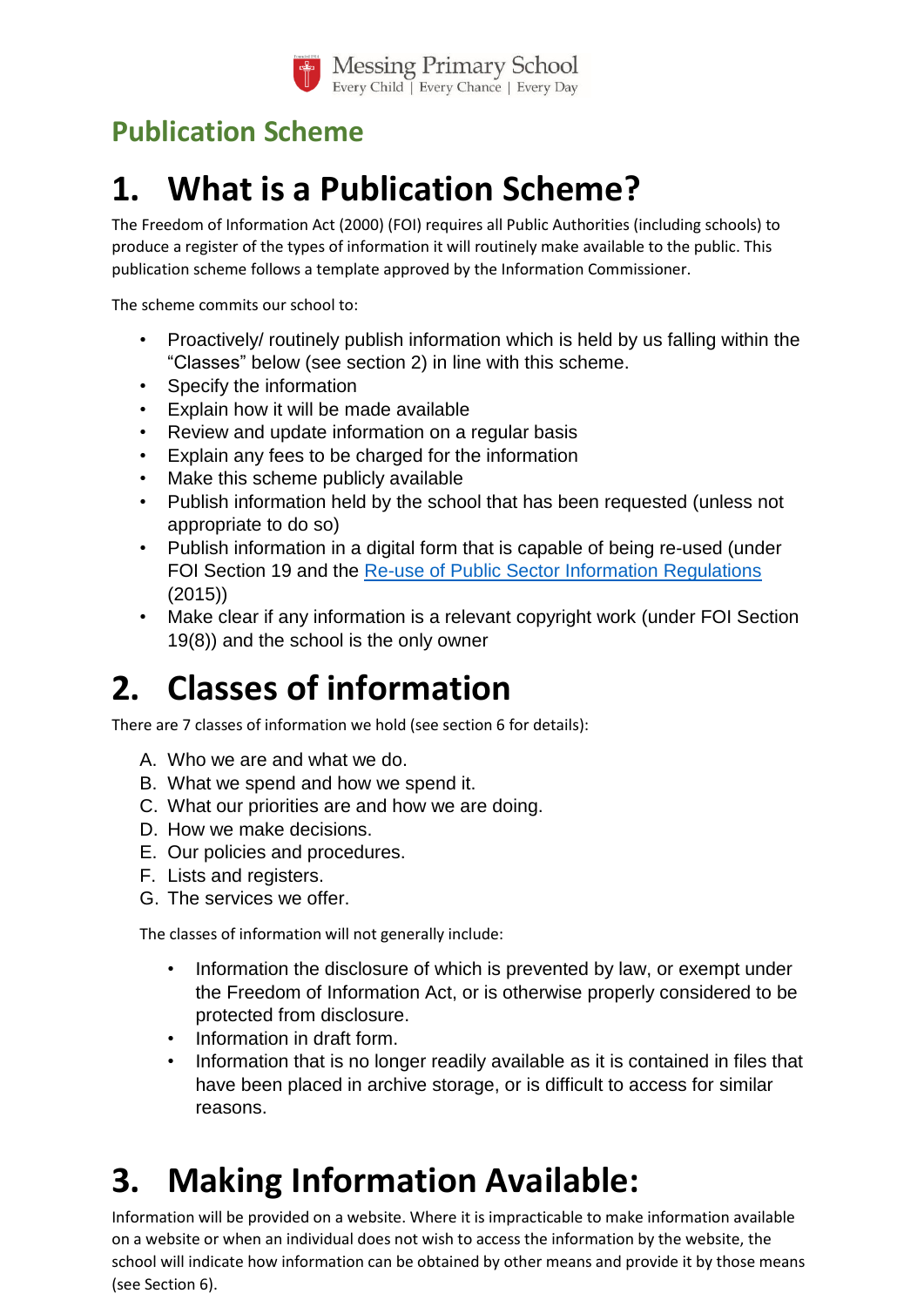Messing Primary School
Every Child | Every Chance | Every Day

# Publication Scheme

## 1. What is a Publication Scheme?

The Freedom of Information Act (2000) (FOI) requires all Public Authorities (including schools) to produce a register of the types of information it will routinely make available to the public. This publication scheme follows a template approved by the Information Commissioner.

The scheme commits our school to:

- Proactively/ routinely publish information which is held by us falling within the "Classes" below (see section 2) in line with this scheme.
- Specify the information
- Explain how it will be made available
- Review and update information on a regular basis
- Explain any fees to be charged for the information
- Make this scheme publicly available
- Publish information held by the school that has been requested (unless not appropriate to do so)
- Publish information in a digital form that is capable of being re-used (under FOI Section 19 and the Re-use of Public Sector Information Regulations (2015))
- Make clear if any information is a relevant copyright work (under FOI Section 19(8)) and the school is the only owner

## 2. Classes of information

There are 7 classes of information we hold (see section 6 for details):

A. Who we are and what we do.
B. What we spend and how we spend it.
C. What our priorities are and how we are doing.
D. How we make decisions.
E. Our policies and procedures.
F. Lists and registers.
G. The services we offer.

The classes of information will not generally include:

- Information the disclosure of which is prevented by law, or exempt under the Freedom of Information Act, or is otherwise properly considered to be protected from disclosure.
- Information in draft form.
- Information that is no longer readily available as it is contained in files that have been placed in archive storage, or is difficult to access for similar reasons.

## 3. Making Information Available:

Information will be provided on a website. Where it is impracticable to make information available on a website or when an individual does not wish to access the information by the website, the school will indicate how information can be obtained by other means and provide it by those means (see Section 6).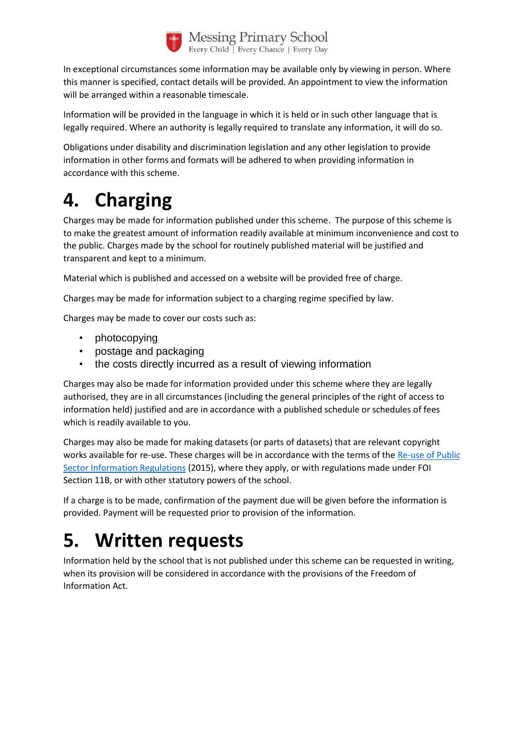In exceptional circumstances some information may be available only by viewing in person. Where this manner is specified, contact details will be provided. An appointment to view the information will be arranged within a reasonable timescale.

Information will be provided in the language in which it is held or in such other language that is legally required. Where an authority is legally required to translate any information, it will do so.

Obligations under disability and discrimination legislation and any other legislation to provide information in other forms and formats will be adhered to when providing information in accordance with this scheme.

# 4. Charging

Charges may be made for information published under this scheme. The purpose of this scheme is to make the greatest amount of information readily available at minimum inconvenience and cost to the public. Charges made by the school for routinely published material will be justified and transparent and kept to a minimum.

Material which is published and accessed on a website will be provided free of charge.

Charges may be made for information subject to a charging regime specified by law.

Charges may be made to cover our costs such as:

- photocopying
- postage and packaging
- the costs directly incurred as a result of viewing information

Charges may also be made for information provided under this scheme where they are legally authorised, they are in all circumstances (including the general principles of the right of access to information held) justified and are in accordance with a published schedule or schedules of fees which is readily available to you.

Charges may also be made for making datasets (or parts of datasets) that are relevant copyright works available for re-use. These charges will be in accordance with the terms of the Re-use of Public Sector Information Regulations (2015), where they apply, or with regulations made under FOI Section 11B, or with other statutory powers of the school.

If a charge is to be made, confirmation of the payment due will be given before the information is provided. Payment will be requested prior to provision of the information.

# 5. Written requests

Information held by the school that is not published under this scheme can be requested in writing, when its provision will be considered in accordance with the provisions of the Freedom of Information Act.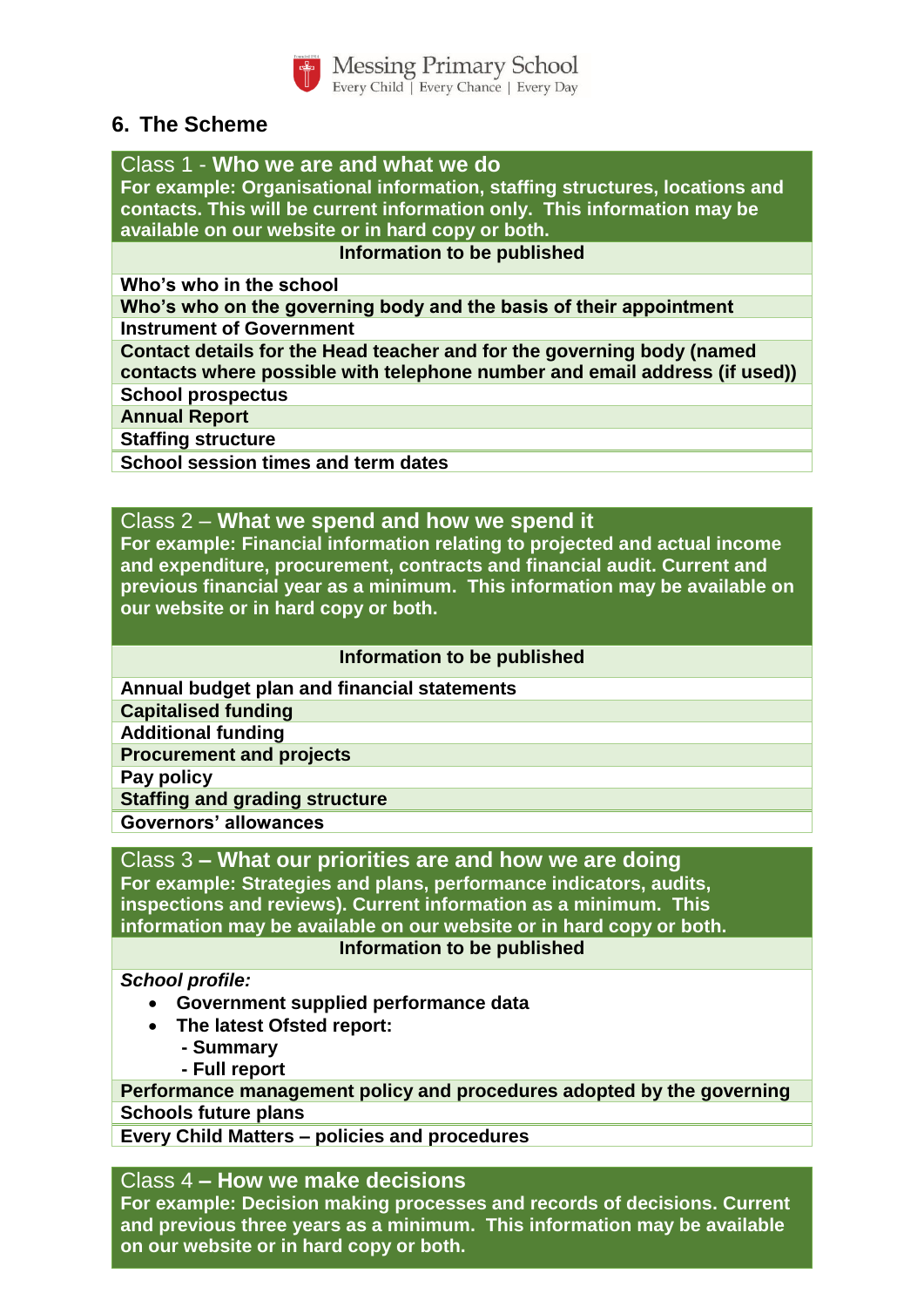## 6. The Scheme

| Class 1 - **Who we are and what we do**<br>**For example: Organisational information, staffing structures, locations and contacts. This will be current information only. This information may be available on our website or in hard copy or both.** |
|---|
| **Information to be published** |
| **Who's who in the school** |
| **Who's who on the governing body and the basis of their appointment** |
| **Instrument of Government** |
| **Contact details for the Head teacher and for the governing body (named contacts where possible with telephone number and email address (if used))** |
| **School prospectus** |
| **Annual Report** |
| **Staffing structure** |
| **School session times and term dates** |

| Class 2 – **What we spend and how we spend it**<br>**For example: Financial information relating to projected and actual income and expenditure, procurement, contracts and financial audit. Current and previous financial year as a minimum. This information may be available on our website or in hard copy or both.** |
|---|
| **Information to be published** |
| **Annual budget plan and financial statements** |
| **Capitalised funding** |
| **Additional funding** |
| **Procurement and projects** |
| **Pay policy** |
| **Staffing and grading structure** |
| **Governors' allowances** |

| Class 3 **– What our priorities are and how we are doing**<br>**For example: Strategies and plans, performance indicators, audits, inspections and reviews). Current information as a minimum. This information may be available on our website or in hard copy or both.** |
|---|
| **Information to be published** |
| ***School profile:***<br>• **Government supplied performance data**<br>• **The latest Ofsted report:**<br>  **- Summary**<br>  **- Full report** |
| **Performance management policy and procedures adopted by the governing** |
| **Schools future plans** |
| **Every Child Matters – policies and procedures** |

| Class 4 **– How we make decisions**<br>**For example: Decision making processes and records of decisions. Current and previous three years as a minimum. This information may be available on our website or in hard copy or both.** |
|---|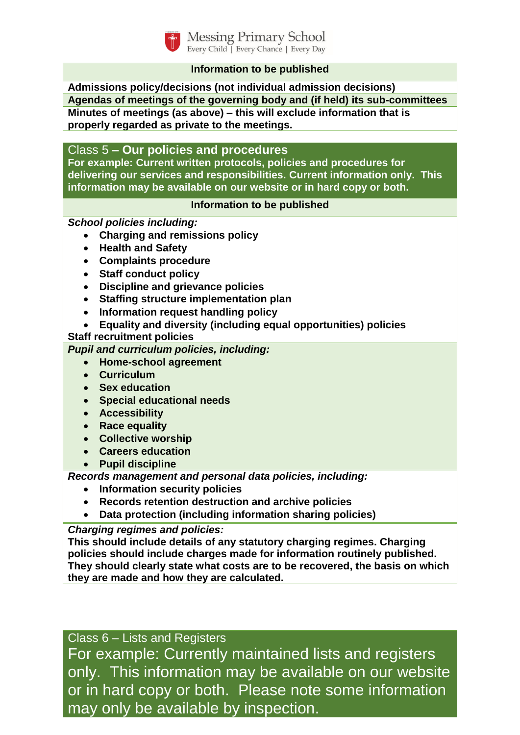| Information to be published |
|---|
| **Admissions policy/decisions (not individual admission decisions)** |
| **Agendas of meetings of the governing body and (if held) its sub-committees** |
| **Minutes of meetings (as above) – this will exclude information that is properly regarded as private to the meetings.** |

## Class 5 – **Our policies and procedures**

**For example: Current written protocols, policies and procedures for delivering our services and responsibilities. Current information only. This information may be available on our website or in hard copy or both.**

**Information to be published**

***School policies including:***

- **Charging and remissions policy**
- **Health and Safety**
- **Complaints procedure**
- **Staff conduct policy**
- **Discipline and grievance policies**
- **Staffing structure implementation plan**
- **Information request handling policy**
- **Equality and diversity (including equal opportunities) policies**

**Staff recruitment policies**

***Pupil and curriculum policies, including:***

- **Home-school agreement**
- **Curriculum**
- **Sex education**
- **Special educational needs**
- **Accessibility**
- **Race equality**
- **Collective worship**
- **Careers education**
- **Pupil discipline**

***Records management and personal data policies, including:***

- **Information security policies**
- **Records retention destruction and archive policies**
- **Data protection (including information sharing policies)**

***Charging regimes and policies:***

**This should include details of any statutory charging regimes. Charging policies should include charges made for information routinely published. They should clearly state what costs are to be recovered, the basis on which they are made and how they are calculated.**

## Class 6 – Lists and Registers

For example: Currently maintained lists and registers only. This information may be available on our website or in hard copy or both. Please note some information may only be available by inspection.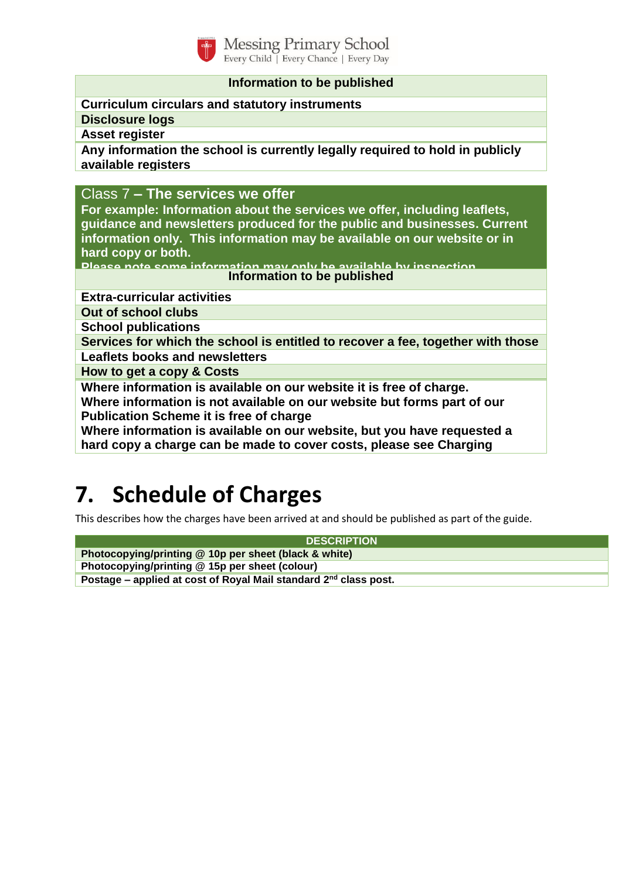| Information to be published |
| --- |
| Curriculum circulars and statutory instruments |
| Disclosure logs |
| Asset register |
| Any information the school is currently legally required to hold in publicly available registers |

| Class 7 – The services we offer<br>For example: Information about the services we offer, including leaflets, guidance and newsletters produced for the public and businesses. Current information only. This information may be available on our website or in hard copy or both.<br>Please note some information may only be available by inspection |
| --- |
| Information to be published |
| Extra-curricular activities |
| Out of school clubs |
| School publications |
| Services for which the school is entitled to recover a fee, together with those |
| Leaflets books and newsletters |
| How to get a copy & Costs |
| Where information is available on our website it is free of charge.<br>Where information is not available on our website but forms part of our Publication Scheme it is free of charge<br>Where information is available on our website, but you have requested a hard copy a charge can be made to cover costs, please see Charging |

# 7. Schedule of Charges

This describes how the charges have been arrived at and should be published as part of the guide.

| DESCRIPTION |
| --- |
| Photocopying/printing @ 10p per sheet (black & white) |
| Photocopying/printing @ 15p per sheet (colour) |
| Postage – applied at cost of Royal Mail standard 2nd class post. |